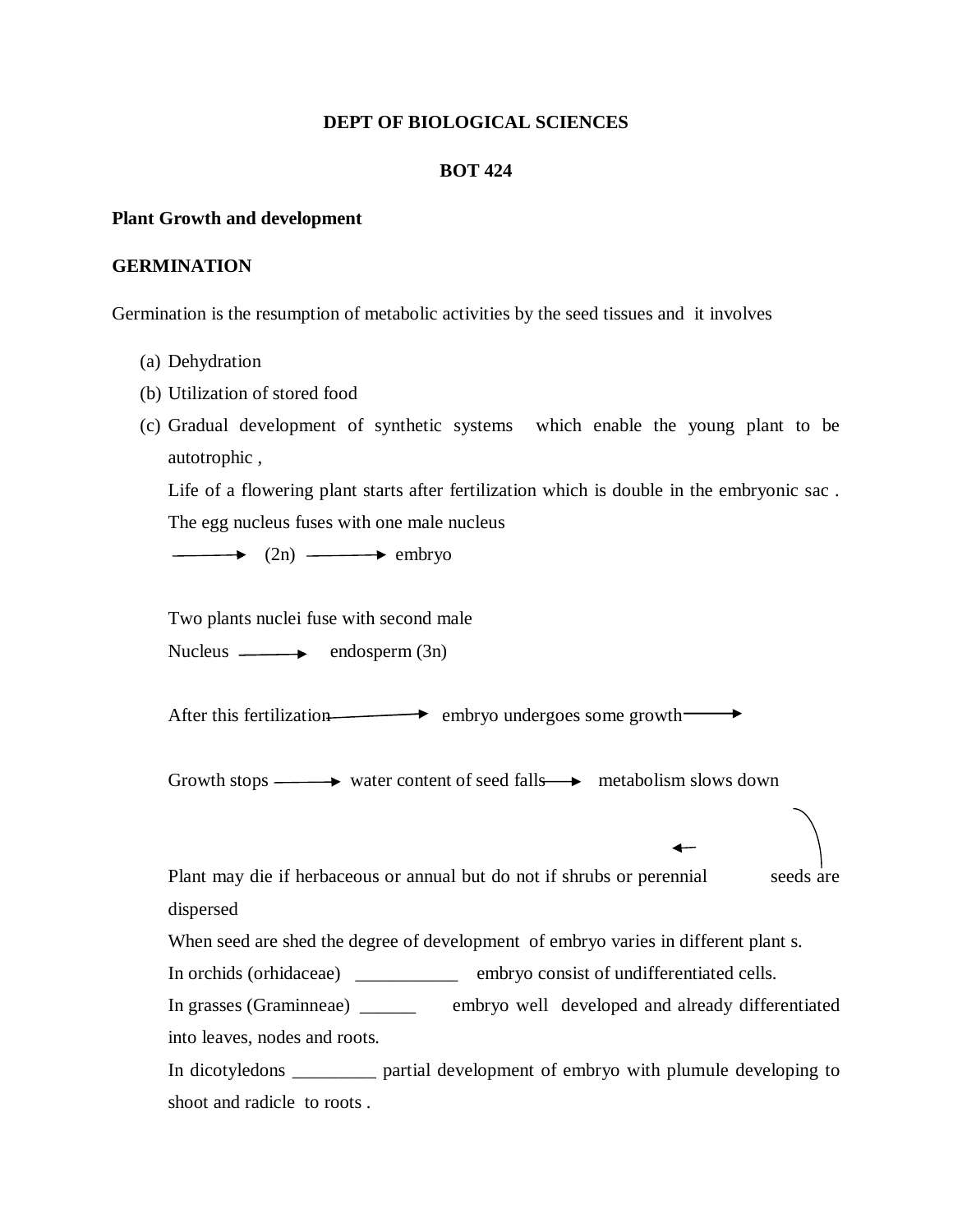**DEPT OF BIOLOGICAL SCIENCES**

**BOT 424**

**Plant Growth and development**

**GERMINATION**

Germination is the resumption of metabolic activities by the seed tissues and it involves

(a) Dehydration
(b) Utilization of stored food
(c) Gradual development of synthetic systems which enable the young plant to be autotrophic ,

Life of a flowering plant starts after fertilization which is double in the embryonic sac . The egg nucleus fuses with one male nucleus

→ (2n) → embryo

Two plants nuclei fuse with second male Nucleus → endosperm (3n)

After this fertilization → embryo undergoes some growth →

Growth stops → water content of seed falls → metabolism slows down

Plant may die if herbaceous or annual but do not if shrubs or perennial ← seeds are dispersed

When seed are shed the degree of development of embryo varies in different plant s.

In orchids (orhidaceae) ___________ embryo consist of undifferentiated cells.

In grasses (Graminneae) ______ embryo well developed and already differentiated into leaves, nodes and roots.

In dicotyledons _________ partial development of embryo with plumule developing to shoot and radicle to roots .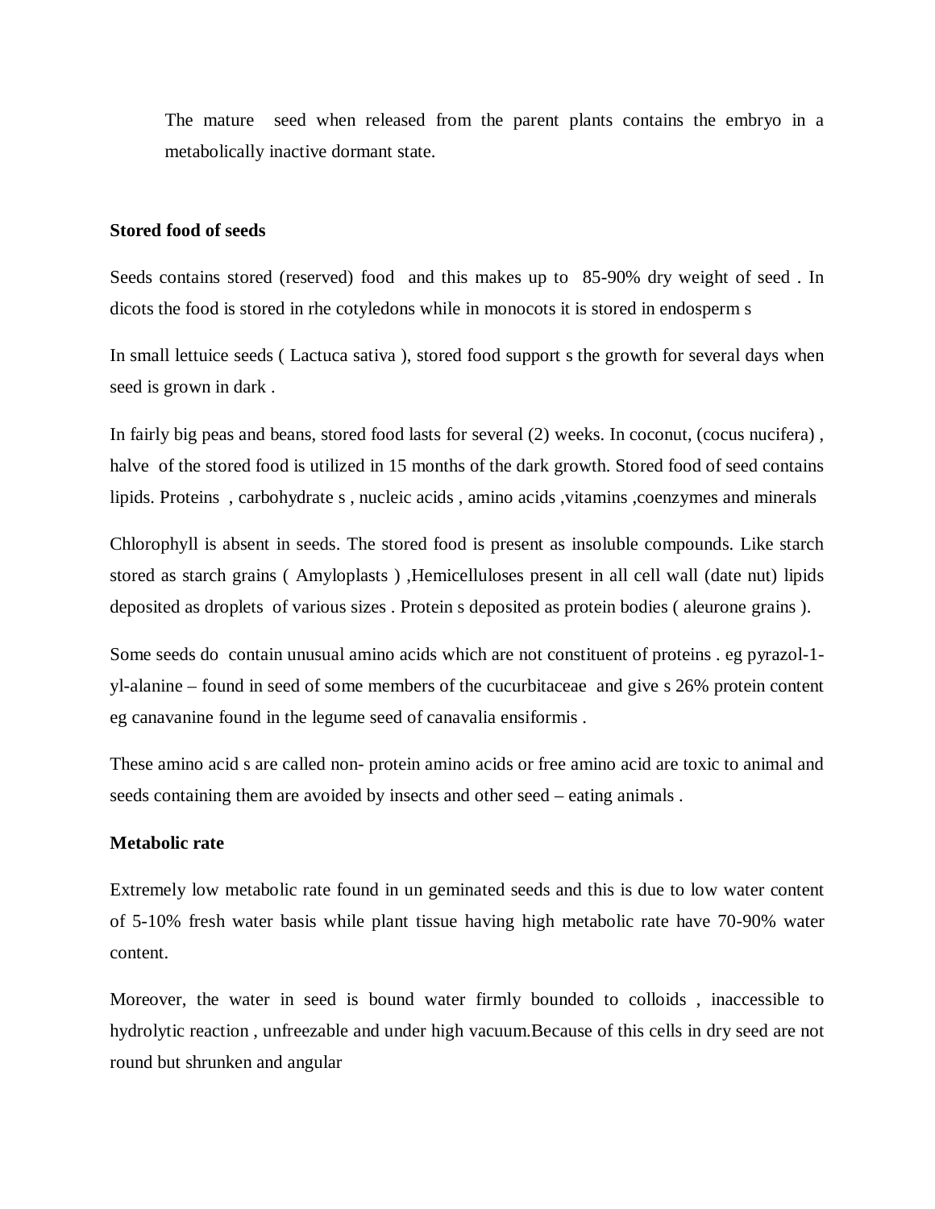The mature seed when released from the parent plants contains the embryo in a metabolically inactive dormant state.

**Stored food of seeds**

Seeds contains stored (reserved) food and this makes up to 85-90% dry weight of seed . In dicots the food is stored in rhe cotyledons while in monocots it is stored in endosperm s

In small lettuice seeds ( Lactuca sativa ), stored food support s the growth for several days when seed is grown in dark .

In fairly big peas and beans, stored food lasts for several (2) weeks. In coconut, (cocus nucifera) , halve of the stored food is utilized in 15 months of the dark growth. Stored food of seed contains lipids. Proteins , carbohydrate s , nucleic acids , amino acids ,vitamins ,coenzymes and minerals

Chlorophyll is absent in seeds. The stored food is present as insoluble compounds. Like starch stored as starch grains ( Amyloplasts ) ,Hemicelluloses present in all cell wall (date nut) lipids deposited as droplets of various sizes . Protein s deposited as protein bodies ( aleurone grains ).

Some seeds do contain unusual amino acids which are not constituent of proteins . eg pyrazol-1-yl-alanine – found in seed of some members of the cucurbitaceae and give s 26% protein content eg canavanine found in the legume seed of canavalia ensiformis .

These amino acid s are called non- protein amino acids or free amino acid are toxic to animal and seeds containing them are avoided by insects and other seed – eating animals .

**Metabolic rate**

Extremely low metabolic rate found in un geminated seeds and this is due to low water content of 5-10% fresh water basis while plant tissue having high metabolic rate have 70-90% water content.

Moreover, the water in seed is bound water firmly bounded to colloids , inaccessible to hydrolytic reaction , unfreezable and under high vacuum.Because of this cells in dry seed are not round but shrunken and angular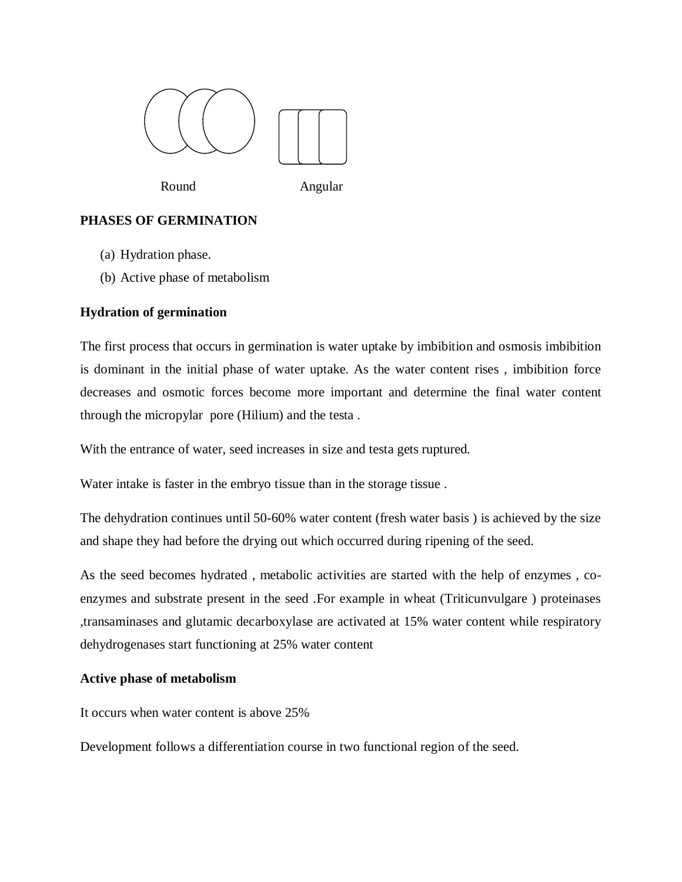Round Angular

**PHASES OF GERMINATION**

(a) Hydration phase.
(b) Active phase of metabolism

**Hydration of germination**

The first process that occurs in germination is water uptake by imbibition and osmosis imbibition is dominant in the initial phase of water uptake. As the water content rises , imbibition force decreases and osmotic forces become more important and determine the final water content through the micropylar pore (Hilium) and the testa .

With the entrance of water, seed increases in size and testa gets ruptured.

Water intake is faster in the embryo tissue than in the storage tissue .

The dehydration continues until 50-60% water content (fresh water basis ) is achieved by the size and shape they had before the drying out which occurred during ripening of the seed.

As the seed becomes hydrated , metabolic activities are started with the help of enzymes , co-enzymes and substrate present in the seed .For example in wheat (Triticunvulgare ) proteinases ,transaminases and glutamic decarboxylase are activated at 15% water content while respiratory dehydrogenases start functioning at 25% water content

**Active phase of metabolism**

It occurs when water content is above 25%

Development follows a differentiation course in two functional region of the seed.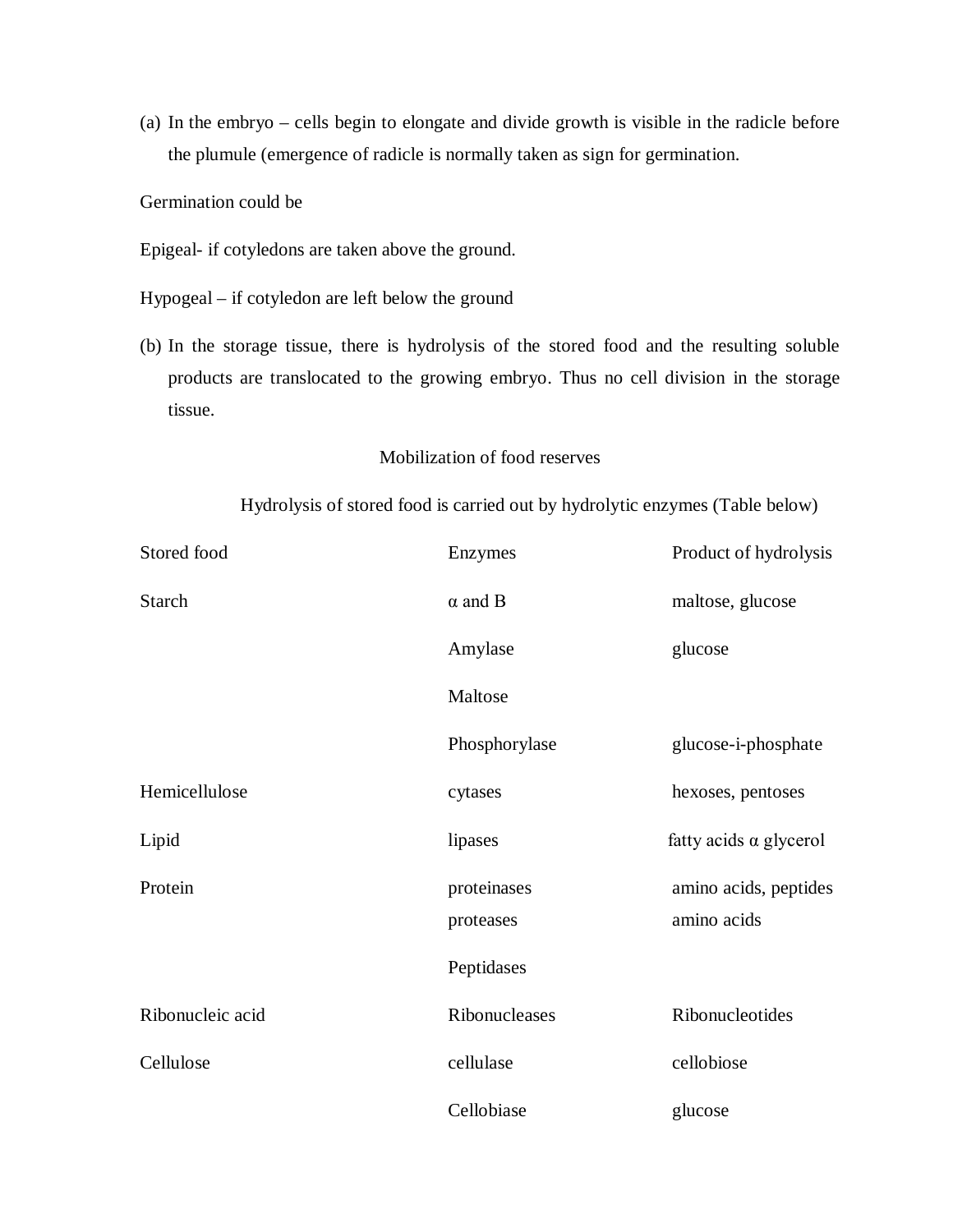(a) In the embryo – cells begin to elongate and divide growth is visible in the radicle before the plumule (emergence of radicle is normally taken as sign for germination.

Germination could be

Epigeal- if cotyledons are taken above the ground.

Hypogeal – if cotyledon are left below the ground

(b) In the storage tissue, there is hydrolysis of the stored food and the resulting soluble products are translocated to the growing embryo. Thus no cell division in the storage tissue.

Mobilization of food reserves

Hydrolysis of stored food is carried out by hydrolytic enzymes (Table below)

| Stored food | Enzymes | Product of hydrolysis |
|---|---|---|
| Starch | α and B | maltose, glucose |
| | Amylase | glucose |
| | Maltose | |
| | Phosphorylase | glucose-i-phosphate |
| Hemicellulose | cytases | hexoses, pentoses |
| Lipid | lipases | fatty acids α glycerol |
| Protein | proteinases | amino acids, peptides |
| | proteases | amino acids |
| | Peptidases | |
| Ribonucleic acid | Ribonucleases | Ribonucleotides |
| Cellulose | cellulase | cellobiose |
| | Cellobiase | glucose |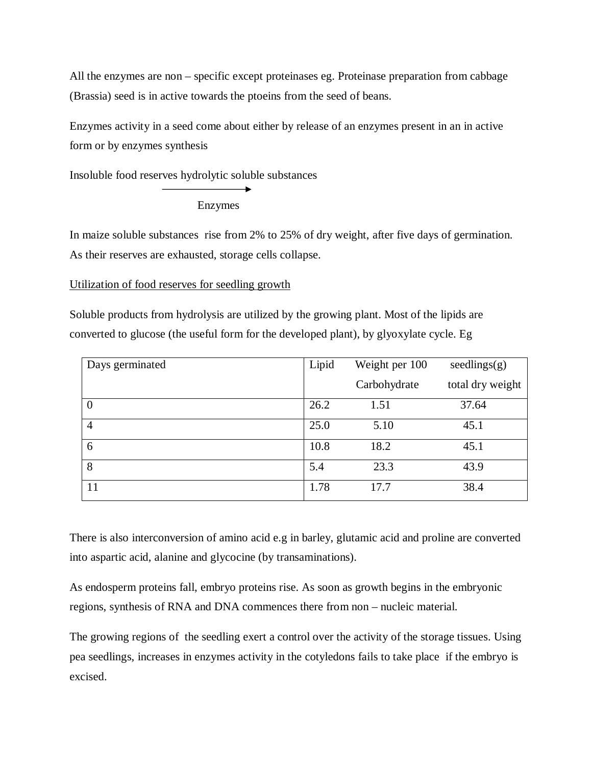All the enzymes are non – specific except proteinases eg. Proteinase preparation from cabbage (Brassia) seed is in active towards the ptoeins from the seed of beans.

Enzymes activity in a seed come about either by release of an enzymes present in an in active form or by enzymes synthesis

Insoluble food reserves hydrolytic soluble substances

$$\xrightarrow[\text{Enzymes}]{}$$

In maize soluble substances rise from 2% to 25% of dry weight, after five days of germination. As their reserves are exhausted, storage cells collapse.

<u>Utilization of food reserves for seedling growth</u>

Soluble products from hydrolysis are utilized by the growing plant. Most of the lipids are converted to glucose (the useful form for the developed plant), by glyoxylate cycle. Eg

| Days germinated | Lipid | Weight per 100 Carbohydrate | seedlings(g) total dry weight |
|---|---|---|---|
| 0 | 26.2 | 1.51 | 37.64 |
| 4 | 25.0 | 5.10 | 45.1 |
| 6 | 10.8 | 18.2 | 45.1 |
| 8 | 5.4 | 23.3 | 43.9 |
| 11 | 1.78 | 17.7 | 38.4 |

There is also interconversion of amino acid e.g in barley, glutamic acid and proline are converted into aspartic acid, alanine and glycocine (by transaminations).

As endosperm proteins fall, embryo proteins rise. As soon as growth begins in the embryonic regions, synthesis of RNA and DNA commences there from non – nucleic material.

The growing regions of the seedling exert a control over the activity of the storage tissues. Using pea seedlings, increases in enzymes activity in the cotyledons fails to take place if the embryo is excised.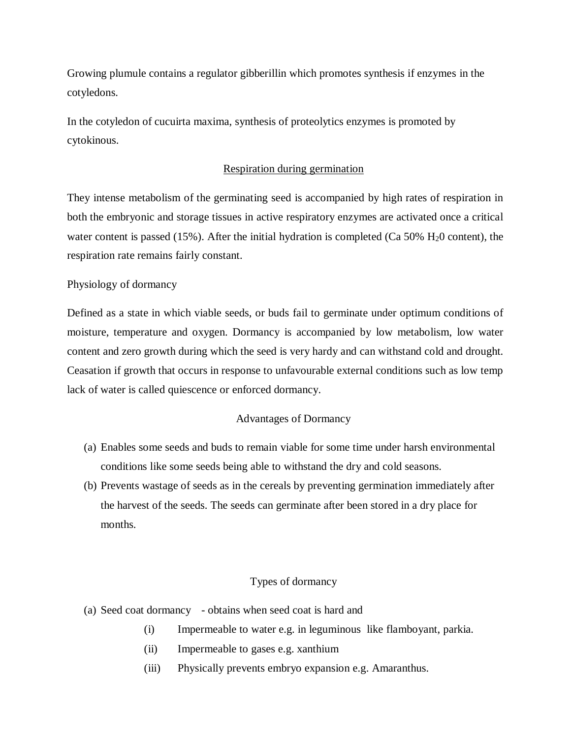Growing plumule contains a regulator gibberillin which promotes synthesis if enzymes in the cotyledons.

In the cotyledon of cucuirta maxima, synthesis of proteolytics enzymes is promoted by cytokinous.

## <u>Respiration during germination</u>

They intense metabolism of the germinating seed is accompanied by high rates of respiration in both the embryonic and storage tissues in active respiratory enzymes are activated once a critical water content is passed (15%). After the initial hydration is completed (Ca 50% $H_20$ content), the respiration rate remains fairly constant.

## Physiology of dormancy

Defined as a state in which viable seeds, or buds fail to germinate under optimum conditions of moisture, temperature and oxygen. Dormancy is accompanied by low metabolism, low water content and zero growth during which the seed is very hardy and can withstand cold and drought. Ceasation if growth that occurs in response to unfavourable external conditions such as low temp lack of water is called quiescence or enforced dormancy.

### Advantages of Dormancy

(a) Enables some seeds and buds to remain viable for some time under harsh environmental conditions like some seeds being able to withstand the dry and cold seasons.
(b) Prevents wastage of seeds as in the cereals by preventing germination immediately after the harvest of the seeds. The seeds can germinate after been stored in a dry place for months.

### Types of dormancy

(a) Seed coat dormancy - obtains when seed coat is hard and
    (i) Impermeable to water e.g. in leguminous like flamboyant, parkia.
    (ii) Impermeable to gases e.g. xanthium
    (iii) Physically prevents embryo expansion e.g. Amaranthus.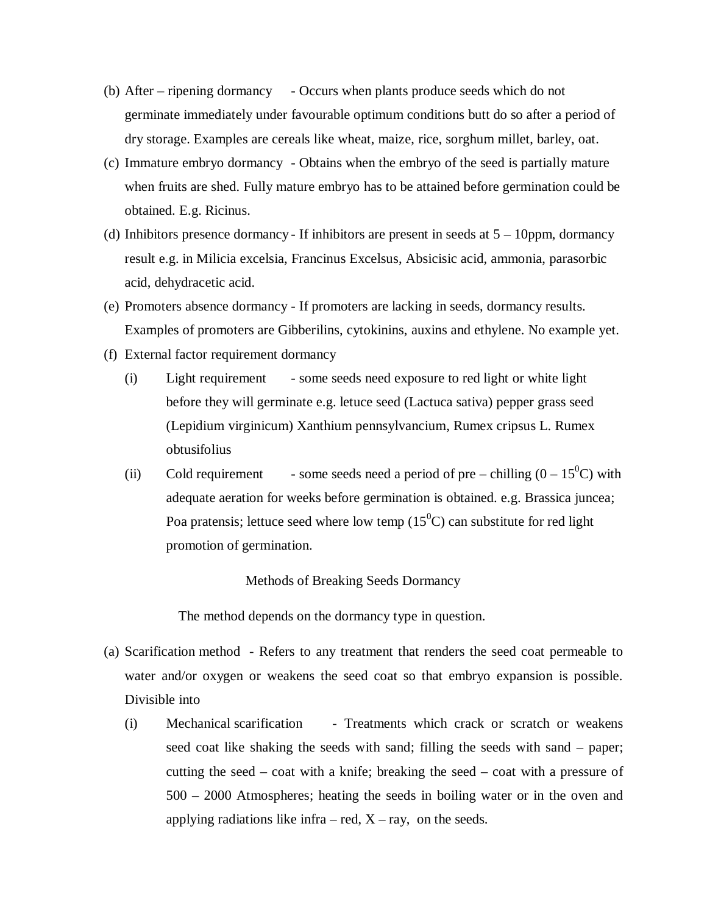(b) After – ripening dormancy - Occurs when plants produce seeds which do not germinate immediately under favourable optimum conditions butt do so after a period of dry storage. Examples are cereals like wheat, maize, rice, sorghum millet, barley, oat.

(c) Immature embryo dormancy - Obtains when the embryo of the seed is partially mature when fruits are shed. Fully mature embryo has to be attained before germination could be obtained. E.g. Ricinus.

(d) Inhibitors presence dormancy - If inhibitors are present in seeds at 5 – 10ppm, dormancy result e.g. in Milicia excelsia, Francinus Excelsus, Absicisic acid, ammonia, parasorbic acid, dehydracetic acid.

(e) Promoters absence dormancy - If promoters are lacking in seeds, dormancy results. Examples of promoters are Gibberilins, cytokinins, auxins and ethylene. No example yet.

(f) External factor requirement dormancy

   (i) Light requirement - some seeds need exposure to red light or white light before they will germinate e.g. letuce seed (Lactuca sativa) pepper grass seed (Lepidium virginicum) Xanthium pennsylvancium, Rumex cripsus L. Rumex obtusifolius

   (ii) Cold requirement - some seeds need a period of pre – chilling (0 – $15^0$C) with adequate aeration for weeks before germination is obtained. e.g. Brassica juncea; Poa pratensis; lettuce seed where low temp ($15^0$C) can substitute for red light promotion of germination.

## Methods of Breaking Seeds Dormancy

The method depends on the dormancy type in question.

(a) Scarification method - Refers to any treatment that renders the seed coat permeable to water and/or oxygen or weakens the seed coat so that embryo expansion is possible. Divisible into

   (i) Mechanical scarification - Treatments which crack or scratch or weakens seed coat like shaking the seeds with sand; filling the seeds with sand – paper; cutting the seed – coat with a knife; breaking the seed – coat with a pressure of 500 – 2000 Atmospheres; heating the seeds in boiling water or in the oven and applying radiations like infra – red, X – ray, on the seeds.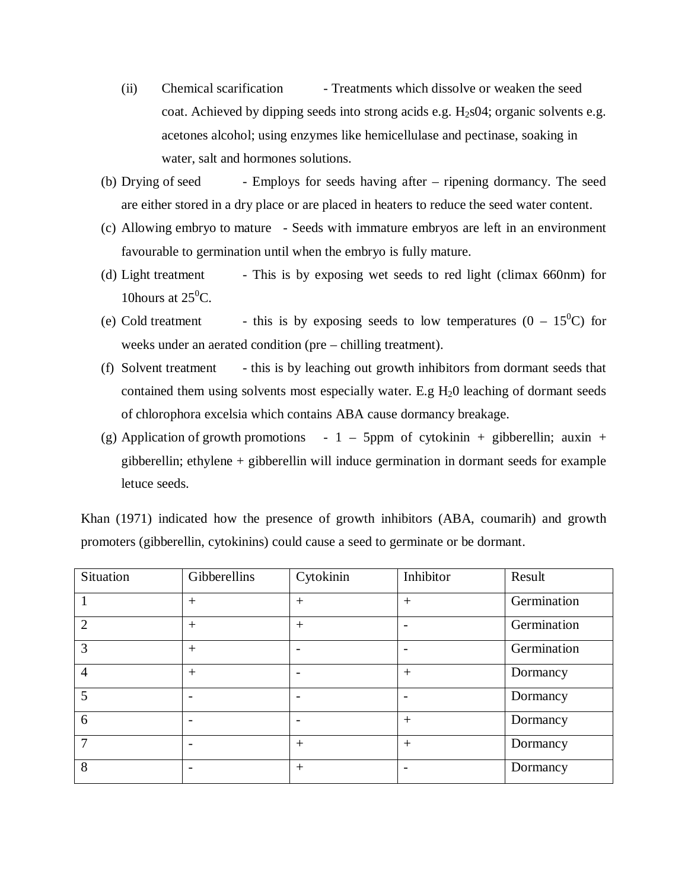(ii) Chemical scarification - Treatments which dissolve or weaken the seed coat. Achieved by dipping seeds into strong acids e.g. $H_2s04$; organic solvents e.g. acetones alcohol; using enzymes like hemicellulase and pectinase, soaking in water, salt and hormones solutions.

(b) Drying of seed - Employs for seeds having after – ripening dormancy. The seed are either stored in a dry place or are placed in heaters to reduce the seed water content.

(c) Allowing embryo to mature - Seeds with immature embryos are left in an environment favourable to germination until when the embryo is fully mature.

(d) Light treatment - This is by exposing wet seeds to red light (climax 660nm) for 10hours at $25^0$C.

(e) Cold treatment - this is by exposing seeds to low temperatures (0 – $15^0$C) for weeks under an aerated condition (pre – chilling treatment).

(f) Solvent treatment - this is by leaching out growth inhibitors from dormant seeds that contained them using solvents most especially water. E.g $H_20$ leaching of dormant seeds of chlorophora excelsia which contains ABA cause dormancy breakage.

(g) Application of growth promotions - 1 – 5ppm of cytokinin + gibberellin; auxin + gibberellin; ethylene + gibberellin will induce germination in dormant seeds for example letuce seeds.

Khan (1971) indicated how the presence of growth inhibitors (ABA, coumarih) and growth promoters (gibberellin, cytokinins) could cause a seed to germinate or be dormant.

| Situation | Gibberellins | Cytokinin | Inhibitor | Result |
|---|---|---|---|---|
| 1 | + | + | + | Germination |
| 2 | + | + | - | Germination |
| 3 | + | - | - | Germination |
| 4 | + | - | + | Dormancy |
| 5 | - | - | - | Dormancy |
| 6 | - | - | + | Dormancy |
| 7 | - | + | + | Dormancy |
| 8 | - | + | - | Dormancy |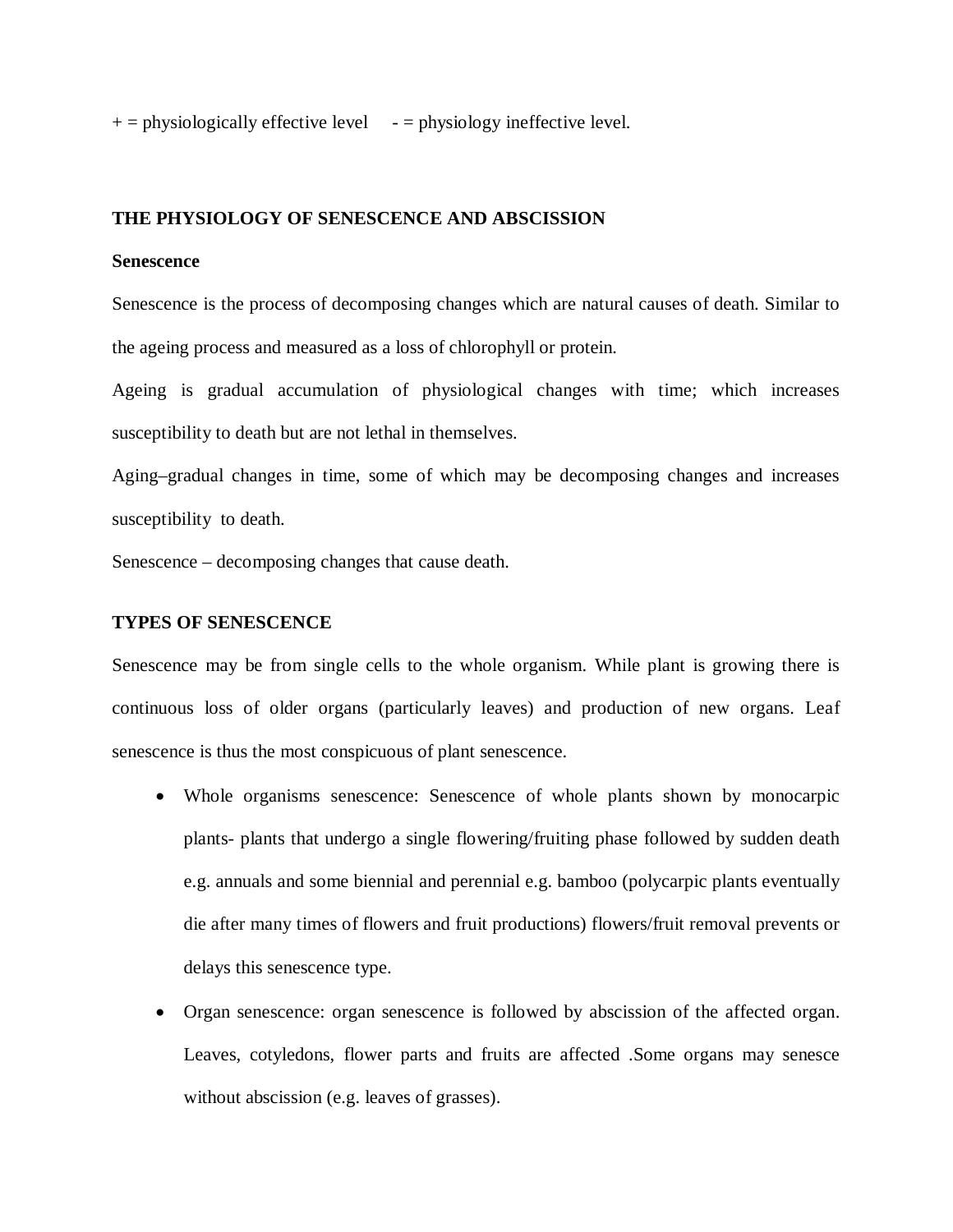+ = physiologically effective level - = physiology ineffective level.

## THE PHYSIOLOGY OF SENESCENCE AND ABSCISSION

### Senescence

Senescence is the process of decomposing changes which are natural causes of death. Similar to the ageing process and measured as a loss of chlorophyll or protein.

Ageing is gradual accumulation of physiological changes with time; which increases susceptibility to death but are not lethal in themselves.

Aging–gradual changes in time, some of which may be decomposing changes and increases susceptibility to death.

Senescence – decomposing changes that cause death.

### TYPES OF SENESCENCE

Senescence may be from single cells to the whole organism. While plant is growing there is continuous loss of older organs (particularly leaves) and production of new organs. Leaf senescence is thus the most conspicuous of plant senescence.

- Whole organisms senescence: Senescence of whole plants shown by monocarpic plants- plants that undergo a single flowering/fruiting phase followed by sudden death e.g. annuals and some biennial and perennial e.g. bamboo (polycarpic plants eventually die after many times of flowers and fruit productions) flowers/fruit removal prevents or delays this senescence type.
- Organ senescence: organ senescence is followed by abscission of the affected organ. Leaves, cotyledons, flower parts and fruits are affected .Some organs may senesce without abscission (e.g. leaves of grasses).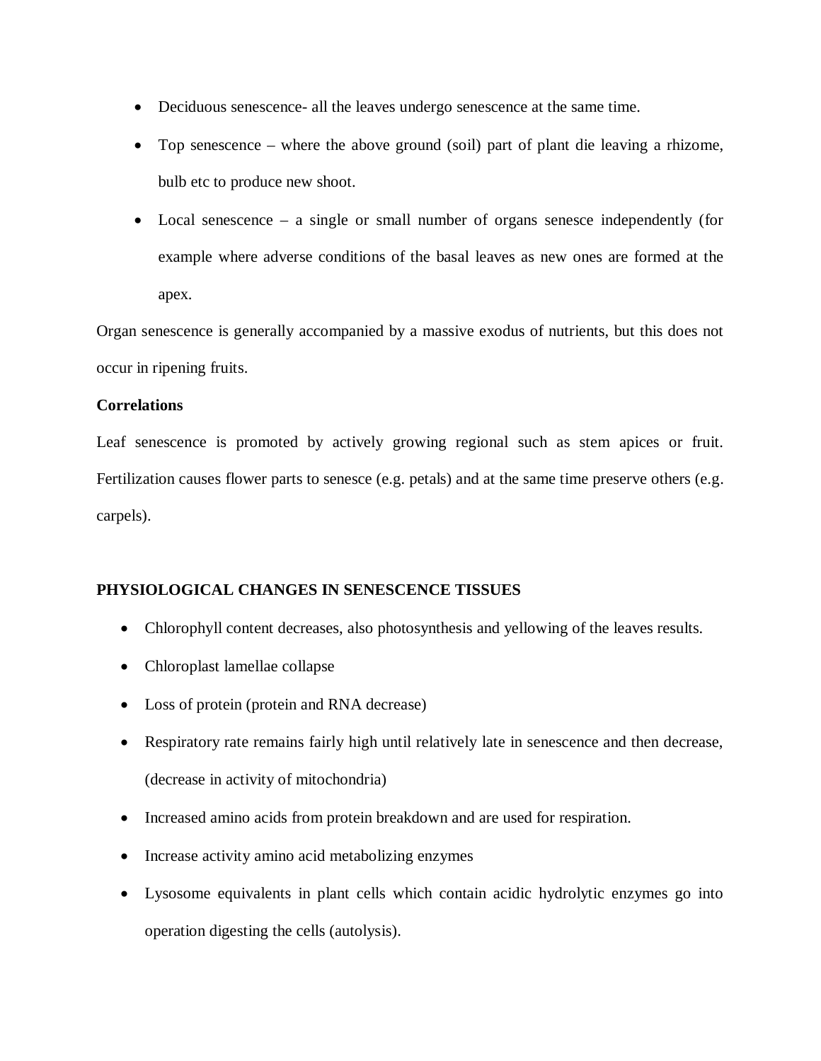- Deciduous senescence- all the leaves undergo senescence at the same time.
- Top senescence – where the above ground (soil) part of plant die leaving a rhizome, bulb etc to produce new shoot.
- Local senescence – a single or small number of organs senesce independently (for example where adverse conditions of the basal leaves as new ones are formed at the apex.

Organ senescence is generally accompanied by a massive exodus of nutrients, but this does not occur in ripening fruits.

**Correlations**

Leaf senescence is promoted by actively growing regional such as stem apices or fruit. Fertilization causes flower parts to senesce (e.g. petals) and at the same time preserve others (e.g. carpels).

**PHYSIOLOGICAL CHANGES IN SENESCENCE TISSUES**

- Chlorophyll content decreases, also photosynthesis and yellowing of the leaves results.
- Chloroplast lamellae collapse
- Loss of protein (protein and RNA decrease)
- Respiratory rate remains fairly high until relatively late in senescence and then decrease, (decrease in activity of mitochondria)
- Increased amino acids from protein breakdown and are used for respiration.
- Increase activity amino acid metabolizing enzymes
- Lysosome equivalents in plant cells which contain acidic hydrolytic enzymes go into operation digesting the cells (autolysis).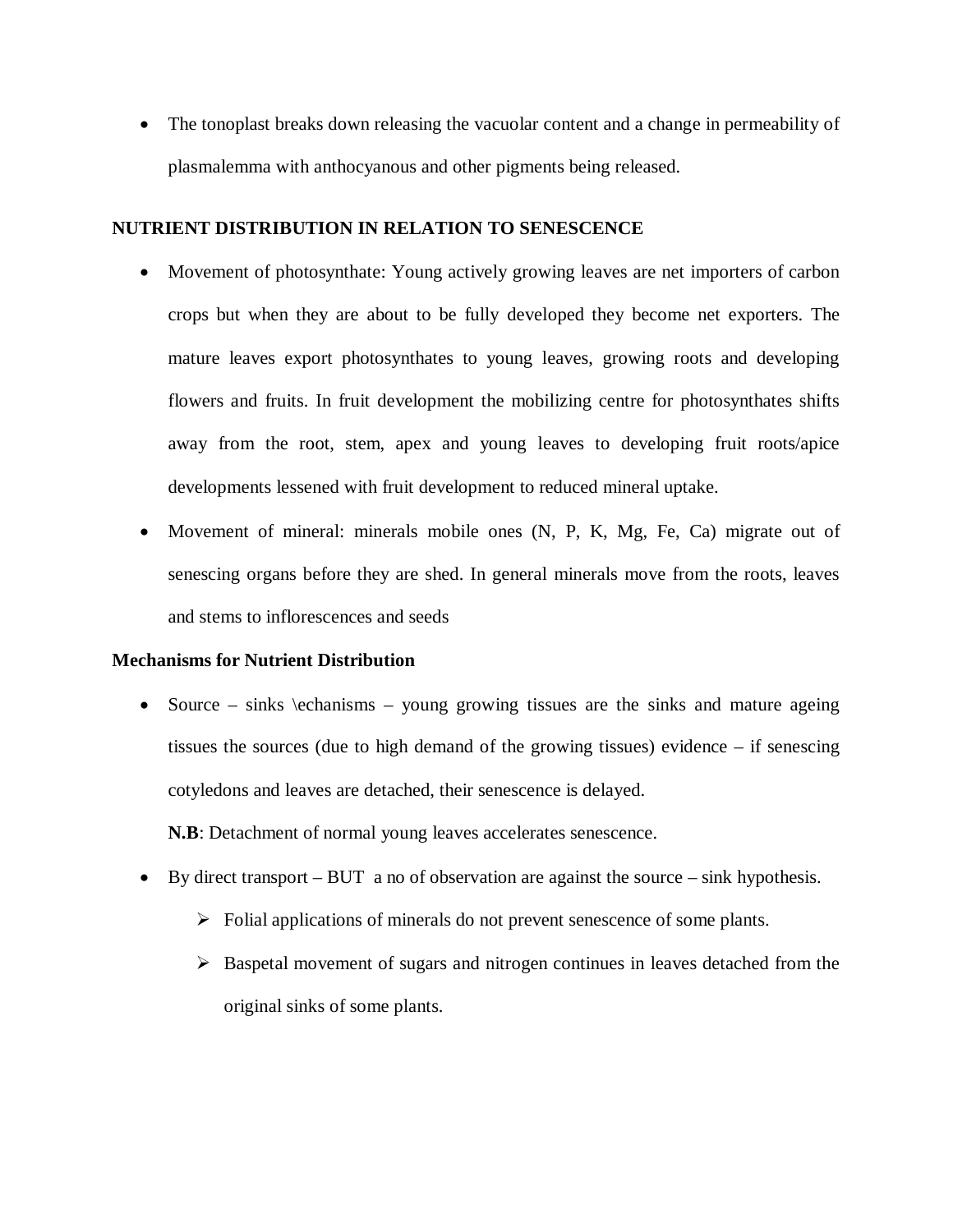- The tonoplast breaks down releasing the vacuolar content and a change in permeability of plasmalemma with anthocyanous and other pigments being released.

**NUTRIENT DISTRIBUTION IN RELATION TO SENESCENCE**

- Movement of photosynthate: Young actively growing leaves are net importers of carbon crops but when they are about to be fully developed they become net exporters. The mature leaves export photosynthates to young leaves, growing roots and developing flowers and fruits. In fruit development the mobilizing centre for photosynthates shifts away from the root, stem, apex and young leaves to developing fruit roots/apice developments lessened with fruit development to reduced mineral uptake.
- Movement of mineral: minerals mobile ones (N, P, K, Mg, Fe, Ca) migrate out of senescing organs before they are shed. In general minerals move from the roots, leaves and stems to inflorescences and seeds

**Mechanisms for Nutrient Distribution**

- Source – sinks \echanisms – young growing tissues are the sinks and mature ageing tissues the sources (due to high demand of the growing tissues) evidence – if senescing cotyledons and leaves are detached, their senescence is delayed.

  **N.B**: Detachment of normal young leaves accelerates senescence.

- By direct transport – BUT a no of observation are against the source – sink hypothesis.
  - Folial applications of minerals do not prevent senescence of some plants.
  - Baspetal movement of sugars and nitrogen continues in leaves detached from the original sinks of some plants.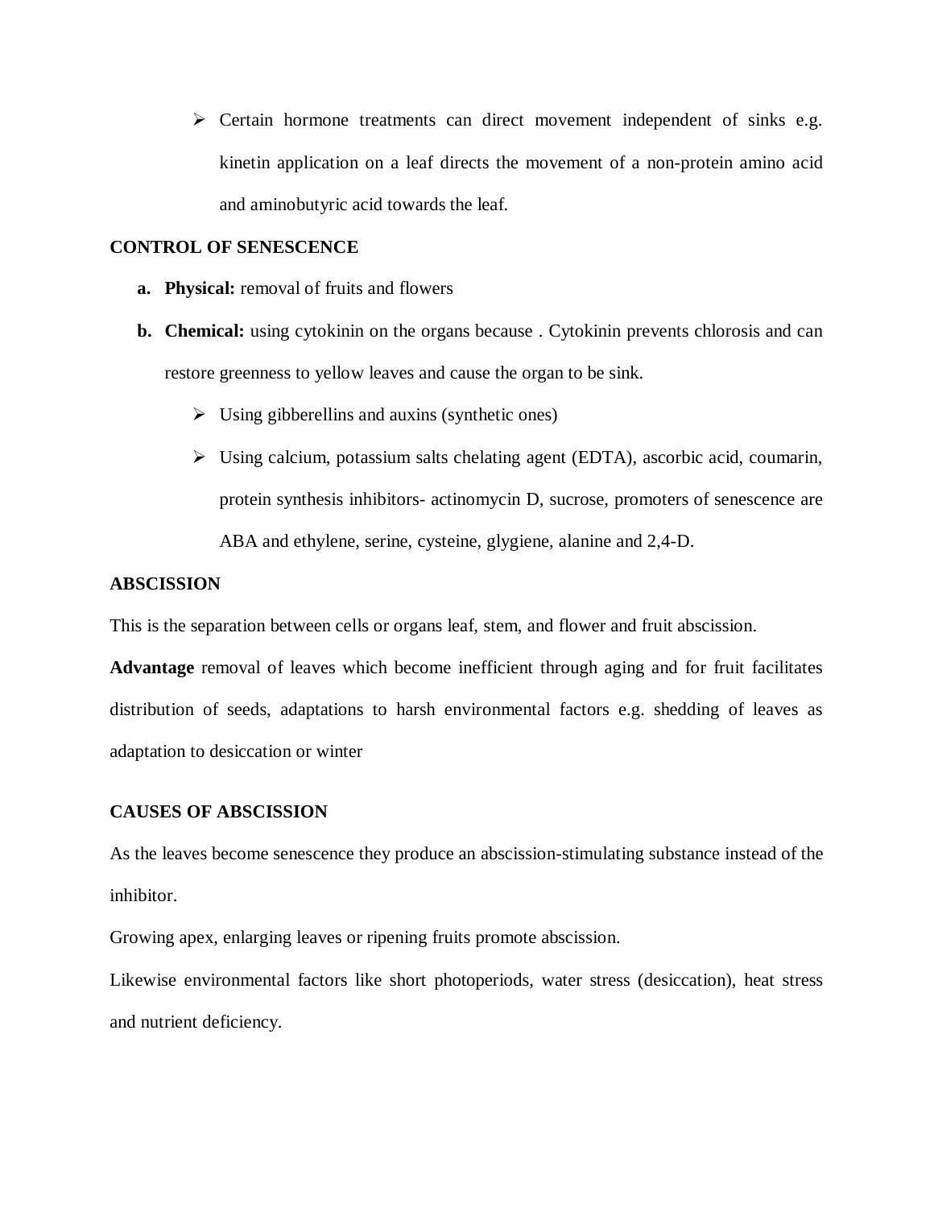- Certain hormone treatments can direct movement independent of sinks e.g. kinetin application on a leaf directs the movement of a non-protein amino acid and aminobutyric acid towards the leaf.

**CONTROL OF SENESCENCE**

**a. Physical:** removal of fruits and flowers

**b. Chemical:** using cytokinin on the organs because . Cytokinin prevents chlorosis and can restore greenness to yellow leaves and cause the organ to be sink.

- Using gibberellins and auxins (synthetic ones)
- Using calcium, potassium salts chelating agent (EDTA), ascorbic acid, coumarin, protein synthesis inhibitors- actinomycin D, sucrose, promoters of senescence are ABA and ethylene, serine, cysteine, glygiene, alanine and 2,4-D.

**ABSCISSION**

This is the separation between cells or organs leaf, stem, and flower and fruit abscission.

**Advantage** removal of leaves which become inefficient through aging and for fruit facilitates distribution of seeds, adaptations to harsh environmental factors e.g. shedding of leaves as adaptation to desiccation or winter

**CAUSES OF ABSCISSION**

As the leaves become senescence they produce an abscission-stimulating substance instead of the inhibitor.

Growing apex, enlarging leaves or ripening fruits promote abscission.

Likewise environmental factors like short photoperiods, water stress (desiccation), heat stress and nutrient deficiency.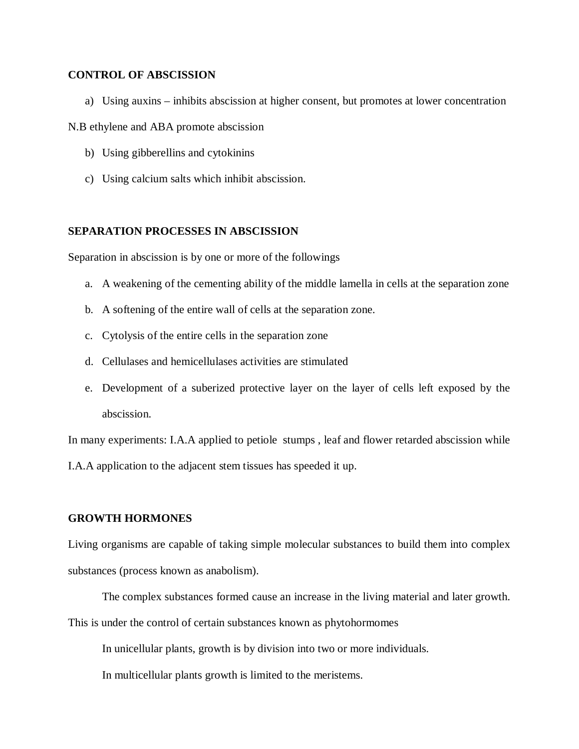**CONTROL OF ABSCISSION**

a) Using auxins – inhibits abscission at higher consent, but promotes at lower concentration

N.B ethylene and ABA promote abscission

b) Using gibberellins and cytokinins
c) Using calcium salts which inhibit abscission.

**SEPARATION PROCESSES IN ABSCISSION**

Separation in abscission is by one or more of the followings

a. A weakening of the cementing ability of the middle lamella in cells at the separation zone
b. A softening of the entire wall of cells at the separation zone.
c. Cytolysis of the entire cells in the separation zone
d. Cellulases and hemicellulases activities are stimulated
e. Development of a suberized protective layer on the layer of cells left exposed by the abscission.

In many experiments: I.A.A applied to petiole stumps , leaf and flower retarded abscission while I.A.A application to the adjacent stem tissues has speeded it up.

**GROWTH HORMONES**

Living organisms are capable of taking simple molecular substances to build them into complex substances (process known as anabolism).

The complex substances formed cause an increase in the living material and later growth. This is under the control of certain substances known as phytohormomes

In unicellular plants, growth is by division into two or more individuals.

In multicellular plants growth is limited to the meristems.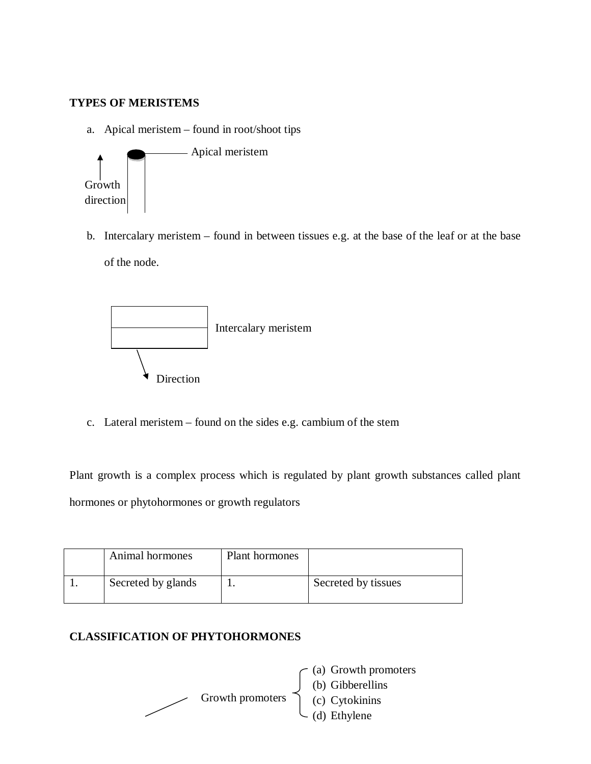**TYPES OF MERISTEMS**

a. Apical meristem – found in root/shoot tips

Apical meristem

Growth direction

b. Intercalary meristem – found in between tissues e.g. at the base of the leaf or at the base of the node.

Intercalary meristem

Direction

c. Lateral meristem – found on the sides e.g. cambium of the stem

Plant growth is a complex process which is regulated by plant growth substances called plant hormones or phytohormones or growth regulators

| | Animal hormones | Plant hormones | |
|---|---|---|---|
| 1. | Secreted by glands | 1. | Secreted by tissues |

**CLASSIFICATION OF PHYTOHORMONES**

Growth promoters
- (a) Growth promoters
- (b) Gibberellins
- (c) Cytokinins
- (d) Ethylene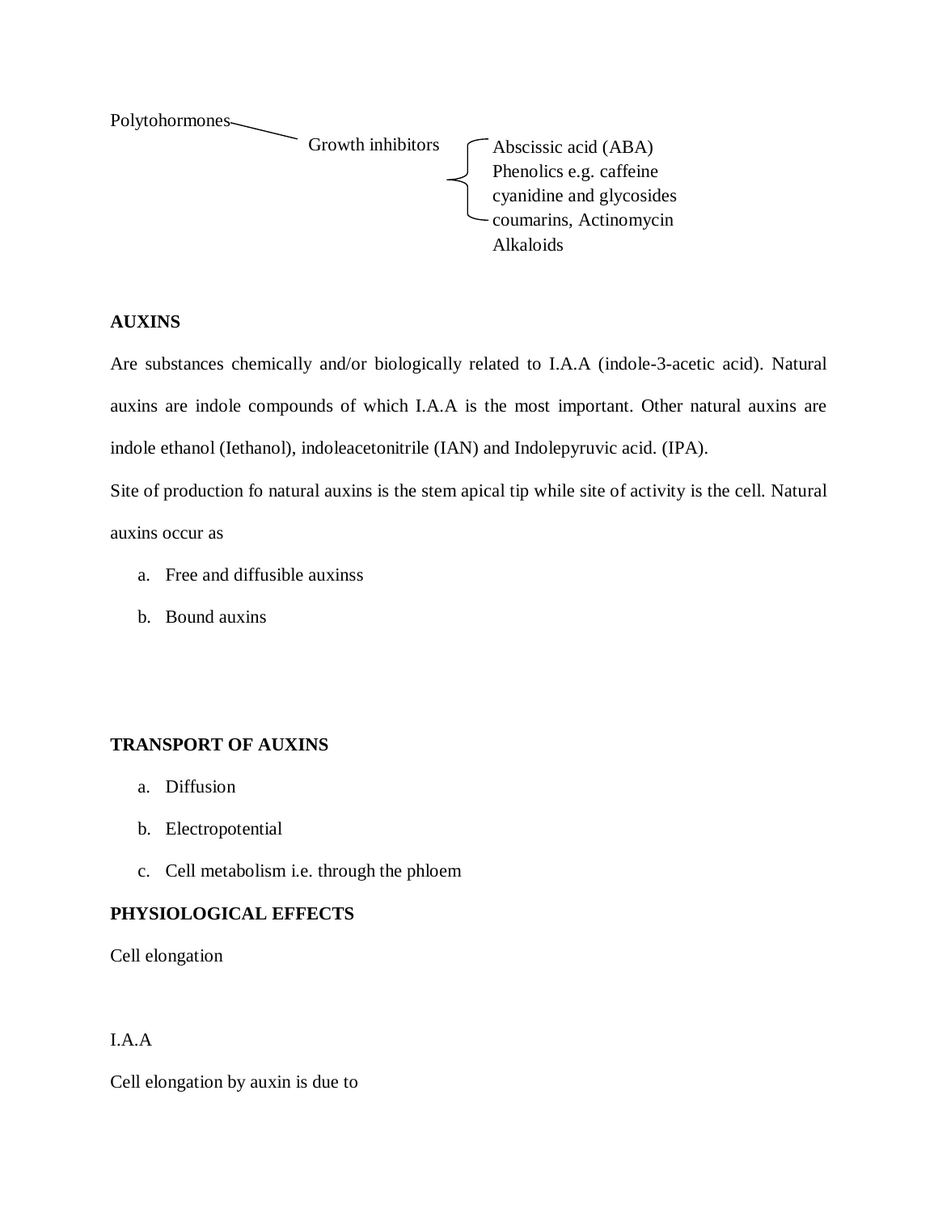Polytohormones — Growth inhibitors

- Abscissic acid (ABA)
- Phenolics e.g. caffeine
- cyanidine and glycosides
- coumarins, Actinomycin
- Alkaloids

**AUXINS**

Are substances chemically and/or biologically related to I.A.A (indole-3-acetic acid). Natural auxins are indole compounds of which I.A.A is the most important. Other natural auxins are indole ethanol (Iethanol), indoleacetonitrile (IAN) and Indolepyruvic acid. (IPA).

Site of production fo natural auxins is the stem apical tip while site of activity is the cell. Natural auxins occur as

a. Free and diffusible auxinss
b. Bound auxins

**TRANSPORT OF AUXINS**

a. Diffusion
b. Electropotential
c. Cell metabolism i.e. through the phloem

**PHYSIOLOGICAL EFFECTS**

Cell elongation

I.A.A

Cell elongation by auxin is due to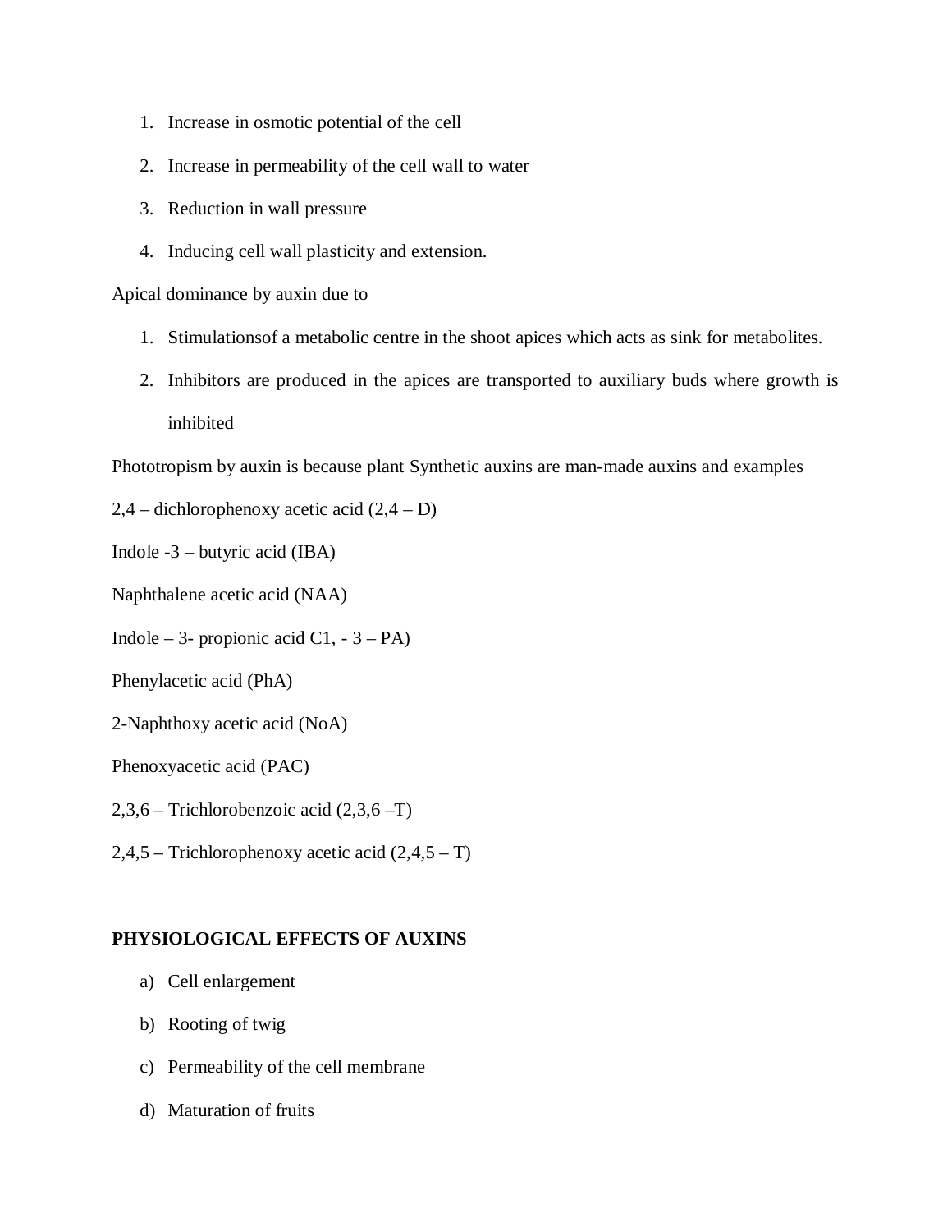1. Increase in osmotic potential of the cell
2. Increase in permeability of the cell wall to water
3. Reduction in wall pressure
4. Inducing cell wall plasticity and extension.

Apical dominance by auxin due to

1. Stimulationsof a metabolic centre in the shoot apices which acts as sink for metabolites.
2. Inhibitors are produced in the apices are transported to auxiliary buds where growth is inhibited

Phototropism by auxin is because plant Synthetic auxins are man-made auxins and examples

2,4 – dichlorophenoxy acetic acid (2,4 – D)

Indole -3 – butyric acid (IBA)

Naphthalene acetic acid (NAA)

Indole – 3- propionic acid C1, - 3 – PA)

Phenylacetic acid (PhA)

2-Naphthoxy acetic acid (NoA)

Phenoxyacetic acid (PAC)

2,3,6 – Trichlorobenzoic acid (2,3,6 –T)

2,4,5 – Trichlorophenoxy acetic acid (2,4,5 – T)

**PHYSIOLOGICAL EFFECTS OF AUXINS**

a) Cell enlargement
b) Rooting of twig
c) Permeability of the cell membrane
d) Maturation of fruits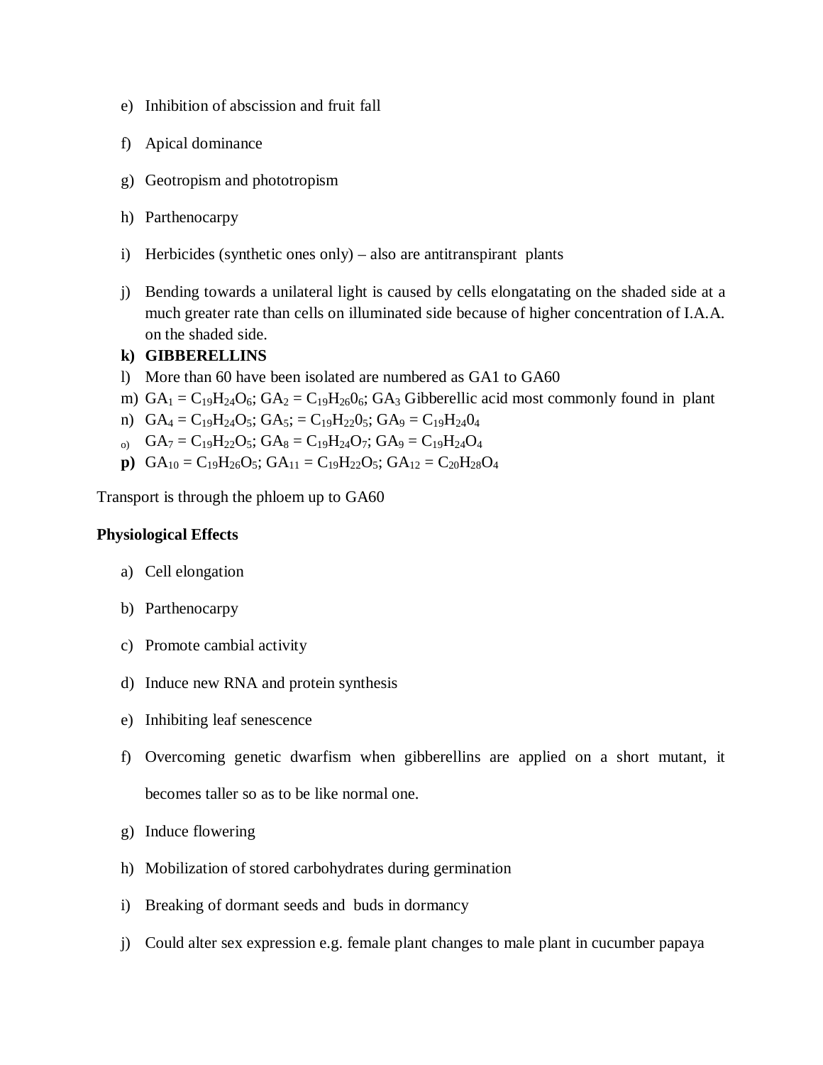e) Inhibition of abscission and fruit fall

f) Apical dominance

g) Geotropism and phototropism

h) Parthenocarpy

i) Herbicides (synthetic ones only) – also are antitranspirant plants

j) Bending towards a unilateral light is caused by cells elongatating on the shaded side at a much greater rate than cells on illuminated side because of higher concentration of I.A.A. on the shaded side.

**k) GIBBERELLINS**

l) More than 60 have been isolated are numbered as GA1 to GA60

m) $GA_1 = C_{19}H_{24}O_6$; $GA_2 = C_{19}H_{26}0_6$; $GA_3$ Gibberellic acid most commonly found in plant

n) $GA_4 = C_{19}H_{24}O_5$; $GA_5$; $= C_{19}H_{22}0_5$; $GA_9 = C_{19}H_{24}0_4$

o) $GA_7 = C_{19}H_{22}O_5$; $GA_8 = C_{19}H_{24}O_7$; $GA_9 = C_{19}H_{24}O_4$

**p)** $GA_{10} = C_{19}H_{26}O_5$; $GA_{11} = C_{19}H_{22}O_5$; $GA_{12} = C_{20}H_{28}O_4$

Transport is through the phloem up to GA60

**Physiological Effects**

a) Cell elongation

b) Parthenocarpy

c) Promote cambial activity

d) Induce new RNA and protein synthesis

e) Inhibiting leaf senescence

f) Overcoming genetic dwarfism when gibberellins are applied on a short mutant, it becomes taller so as to be like normal one.

g) Induce flowering

h) Mobilization of stored carbohydrates during germination

i) Breaking of dormant seeds and buds in dormancy

j) Could alter sex expression e.g. female plant changes to male plant in cucumber papaya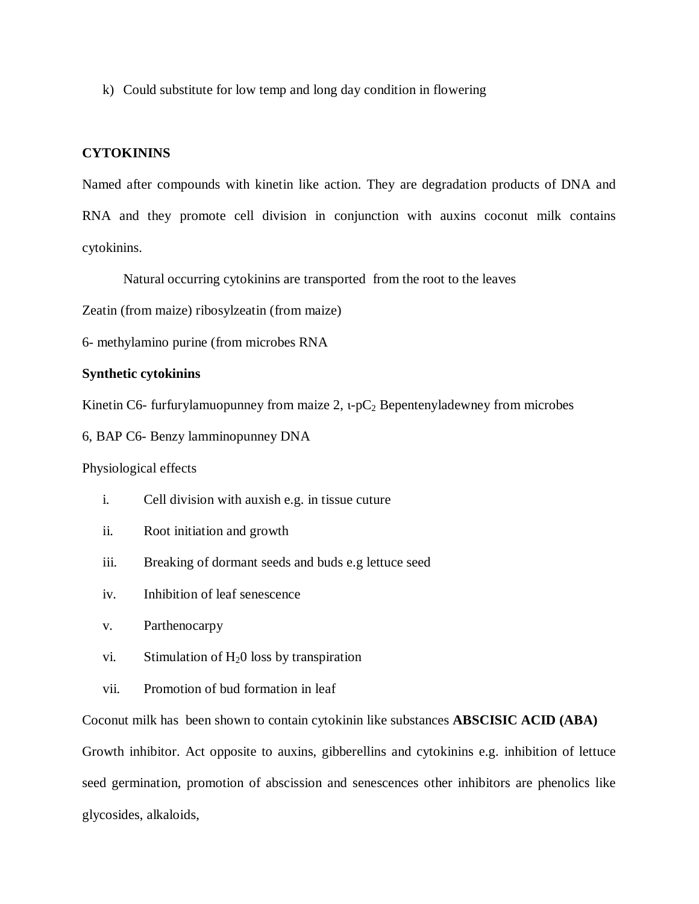k) Could substitute for low temp and long day condition in flowering

**CYTOKININS**

Named after compounds with kinetin like action. They are degradation products of DNA and RNA and they promote cell division in conjunction with auxins coconut milk contains cytokinins.

Natural occurring cytokinins are transported from the root to the leaves

Zeatin (from maize) ribosylzeatin (from maize)

6- methylamino purine (from microbes RNA

**Synthetic cytokinins**

Kinetin C6- furfurylamuopunney from maize 2, ι-p$C_2$ Bepentenyladewney from microbes

6, BAP C6- Benzy lamminopunney DNA

Physiological effects

i. Cell division with auxish e.g. in tissue cuture
ii. Root initiation and growth
iii. Breaking of dormant seeds and buds e.g lettuce seed
iv. Inhibition of leaf senescence
v. Parthenocarpy
vi. Stimulation of $H_20$ loss by transpiration
vii. Promotion of bud formation in leaf

Coconut milk has been shown to contain cytokinin like substances **ABSCISIC ACID (ABA)**

Growth inhibitor. Act opposite to auxins, gibberellins and cytokinins e.g. inhibition of lettuce seed germination, promotion of abscission and senescences other inhibitors are phenolics like glycosides, alkaloids,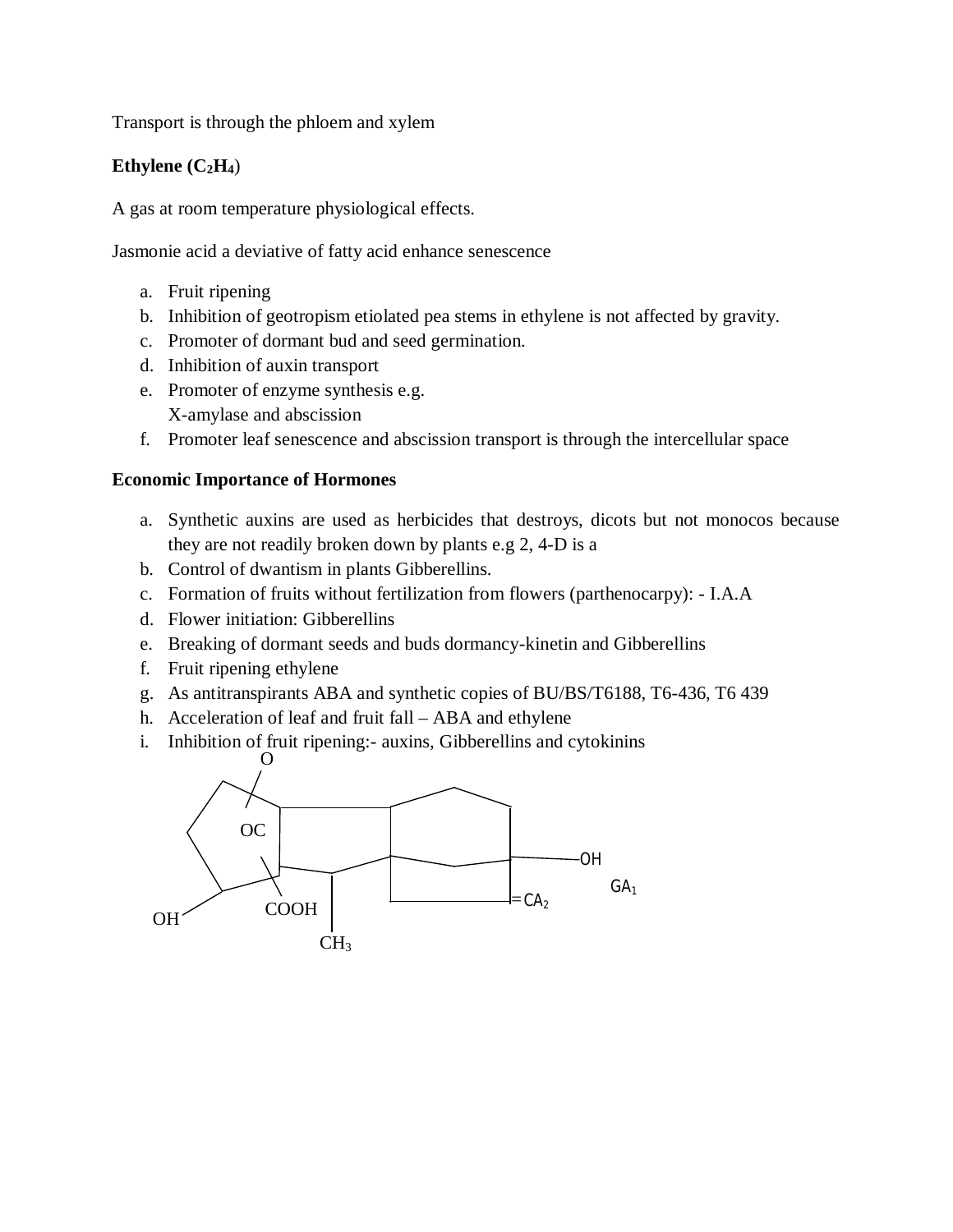Transport is through the phloem and xylem

**Ethylene ($C_2H_4$)**

A gas at room temperature physiological effects.

Jasmonie acid a deviative of fatty acid enhance senescence

a. Fruit ripening
b. Inhibition of geotropism etiolated pea stems in ethylene is not affected by gravity.
c. Promoter of dormant bud and seed germination.
d. Inhibition of auxin transport
e. Promoter of enzyme synthesis e.g.
   X-amylase and abscission
f. Promoter leaf senescence and abscission transport is through the intercellular space

**Economic Importance of Hormones**

a. Synthetic auxins are used as herbicides that destroys, dicots but not monocos because they are not readily broken down by plants e.g 2, 4-D is a
b. Control of dwantism in plants Gibberellins.
c. Formation of fruits without fertilization from flowers (parthenocarpy): - I.A.A
d. Flower initiation: Gibberellins
e. Breaking of dormant seeds and buds dormancy-kinetin and Gibberellins
f. Fruit ripening ethylene
g. As antitranspirants ABA and synthetic copies of BU/BS/T6188, T6-436, T6 439
h. Acceleration of leaf and fruit fall – ABA and ethylene
i. Inhibition of fruit ripening:- auxins, Gibberellins and cytokinins

O

OC

OH

COOH

$CH_3$

OH

$=CA_2$

$GA_1$